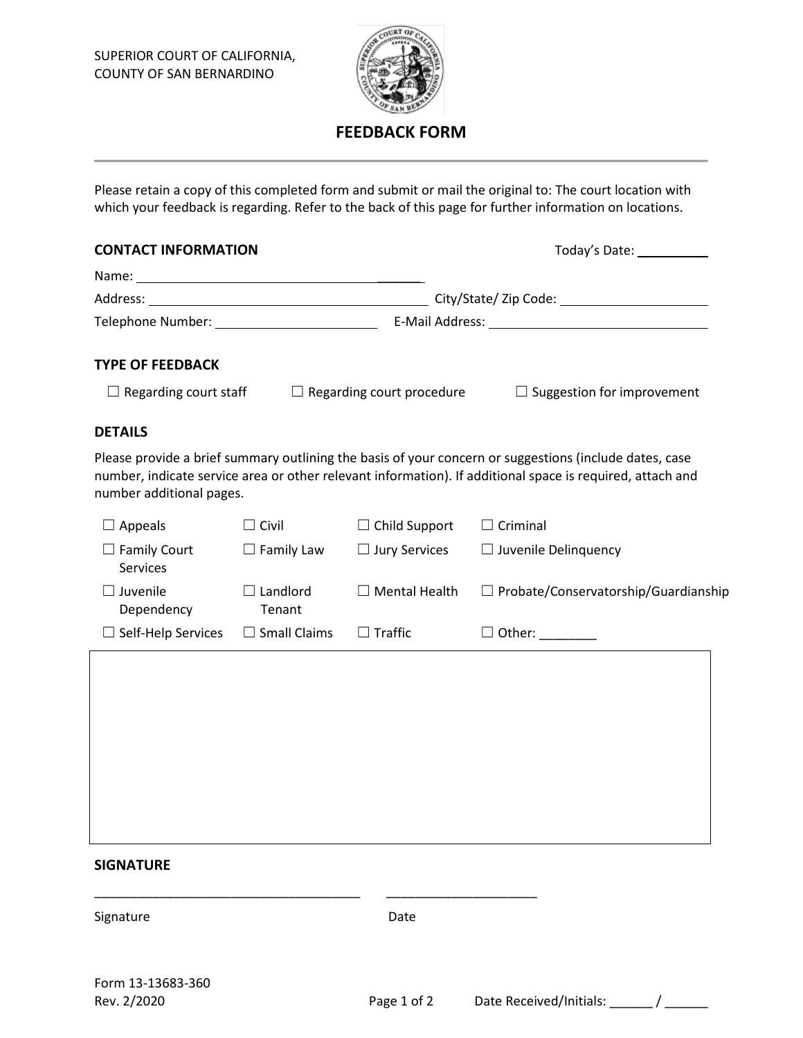SUPERIOR COURT OF CALIFORNIA,
COUNTY OF SAN BERNARDINO

# FEEDBACK FORM

Please retain a copy of this completed form and submit or mail the original to: The court location with which your feedback is regarding. Refer to the back of this page for further information on locations.

## CONTACT INFORMATION

Today's Date: __________

Name: ______________________________________

Address: ______________________________________ City/State/ Zip Code: ______________________

Telephone Number: ______________________ E-Mail Address: ______________________________

## TYPE OF FEEDBACK

☐ Regarding court staff ☐ Regarding court procedure ☐ Suggestion for improvement

## DETAILS

Please provide a brief summary outlining the basis of your concern or suggestions (include dates, case number, indicate service area or other relevant information). If additional space is required, attach and number additional pages.

| | | | |
|---|---|---|---|
| ☐ Appeals | ☐ Civil | ☐ Child Support | ☐ Criminal |
| ☐ Family Court Services | ☐ Family Law | ☐ Jury Services | ☐ Juvenile Delinquency |
| ☐ Juvenile Dependency | ☐ Landlord Tenant | ☐ Mental Health | ☐ Probate/Conservatorship/Guardianship |
| ☐ Self-Help Services | ☐ Small Claims | ☐ Traffic | ☐ Other: ________ |

## SIGNATURE

______________________________________ ____________________

Signature Date

Form 13-13683-360
Rev. 2/2020

Date Received/Initials: ______ / ______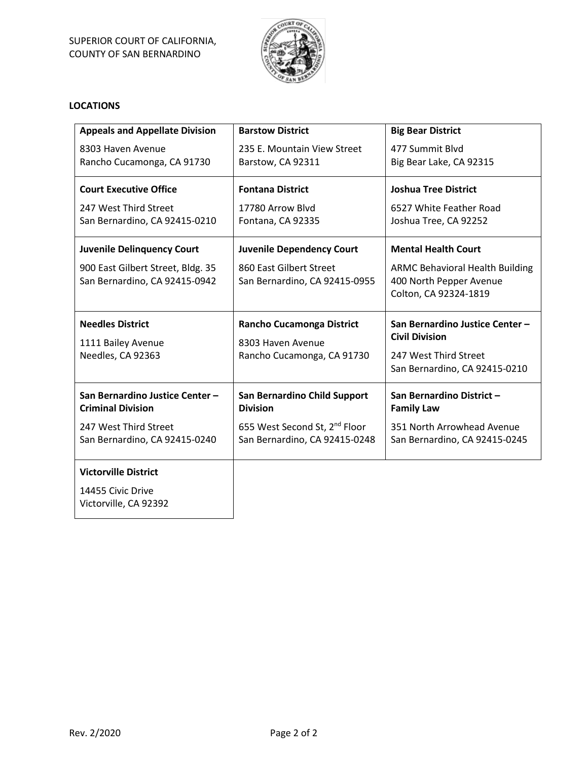SUPERIOR COURT OF CALIFORNIA,
COUNTY OF SAN BERNARDINO

**LOCATIONS**

| | | |
|---|---|---|
| **Appeals and Appellate Division**<br>8303 Haven Avenue<br>Rancho Cucamonga, CA 91730 | **Barstow District**<br>235 E. Mountain View Street<br>Barstow, CA 92311 | **Big Bear District**<br>477 Summit Blvd<br>Big Bear Lake, CA 92315 |
| **Court Executive Office**<br>247 West Third Street<br>San Bernardino, CA 92415-0210 | **Fontana District**<br>17780 Arrow Blvd<br>Fontana, CA 92335 | **Joshua Tree District**<br>6527 White Feather Road<br>Joshua Tree, CA 92252 |
| **Juvenile Delinquency Court**<br>900 East Gilbert Street, Bldg. 35<br>San Bernardino, CA 92415-0942 | **Juvenile Dependency Court**<br>860 East Gilbert Street<br>San Bernardino, CA 92415-0955 | **Mental Health Court**<br>ARMC Behavioral Health Building<br>400 North Pepper Avenue<br>Colton, CA 92324-1819 |
| **Needles District**<br>1111 Bailey Avenue<br>Needles, CA 92363 | **Rancho Cucamonga District**<br>8303 Haven Avenue<br>Rancho Cucamonga, CA 91730 | **San Bernardino Justice Center – Civil Division**<br>247 West Third Street<br>San Bernardino, CA 92415-0210 |
| **San Bernardino Justice Center – Criminal Division**<br>247 West Third Street<br>San Bernardino, CA 92415-0240 | **San Bernardino Child Support Division**<br>655 West Second St, 2nd Floor<br>San Bernardino, CA 92415-0248 | **San Bernardino District – Family Law**<br>351 North Arrowhead Avenue<br>San Bernardino, CA 92415-0245 |
| **Victorville District**<br>14455 Civic Drive<br>Victorville, CA 92392 | | |

Rev. 2/2020